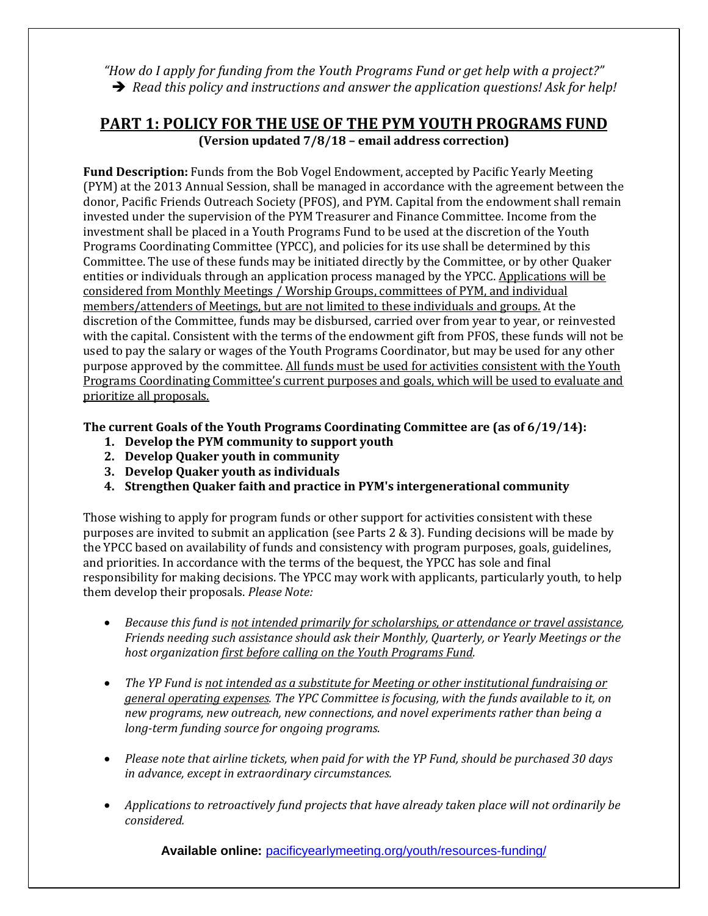*"How do I apply for funding from the Youth Programs Fund or get help with a project?"*

➔ *Read this policy and instructions and answer the application questions! Ask for help!*

## PART 1: POLICY FOR THE USE OF THE PYM YOUTH PROGRAMS FUND

**(Version updated 7/8/18 – email address correction)**

**Fund Description:** Funds from the Bob Vogel Endowment, accepted by Pacific Yearly Meeting (PYM) at the 2013 Annual Session, shall be managed in accordance with the agreement between the donor, Pacific Friends Outreach Society (PFOS), and PYM. Capital from the endowment shall remain invested under the supervision of the PYM Treasurer and Finance Committee. Income from the investment shall be placed in a Youth Programs Fund to be used at the discretion of the Youth Programs Coordinating Committee (YPCC), and policies for its use shall be determined by this Committee. The use of these funds may be initiated directly by the Committee, or by other Quaker entities or individuals through an application process managed by the YPCC. Applications will be considered from Monthly Meetings / Worship Groups, committees of PYM, and individual members/attenders of Meetings, but are not limited to these individuals and groups. At the discretion of the Committee, funds may be disbursed, carried over from year to year, or reinvested with the capital. Consistent with the terms of the endowment gift from PFOS, these funds will not be used to pay the salary or wages of the Youth Programs Coordinator, but may be used for any other purpose approved by the committee. All funds must be used for activities consistent with the Youth Programs Coordinating Committee's current purposes and goals, which will be used to evaluate and prioritize all proposals.

**The current Goals of the Youth Programs Coordinating Committee are (as of 6/19/14):**

1. **Develop the PYM community to support youth**
2. **Develop Quaker youth in community**
3. **Develop Quaker youth as individuals**
4. **Strengthen Quaker faith and practice in PYM's intergenerational community**

Those wishing to apply for program funds or other support for activities consistent with these purposes are invited to submit an application (see Parts 2 & 3). Funding decisions will be made by the YPCC based on availability of funds and consistency with program purposes, goals, guidelines, and priorities. In accordance with the terms of the bequest, the YPCC has sole and final responsibility for making decisions. The YPCC may work with applicants, particularly youth, to help them develop their proposals. *Please Note:*

- *Because this fund is not intended primarily for scholarships, or attendance or travel assistance, Friends needing such assistance should ask their Monthly, Quarterly, or Yearly Meetings or the host organization first before calling on the Youth Programs Fund.*

- *The YP Fund is not intended as a substitute for Meeting or other institutional fundraising or general operating expenses. The YPC Committee is focusing, with the funds available to it, on new programs, new outreach, new connections, and novel experiments rather than being a long-term funding source for ongoing programs.*

- *Please note that airline tickets, when paid for with the YP Fund, should be purchased 30 days in advance, except in extraordinary circumstances.*

- *Applications to retroactively fund projects that have already taken place will not ordinarily be considered.*

**Available online:** pacificyearlymeeting.org/youth/resources-funding/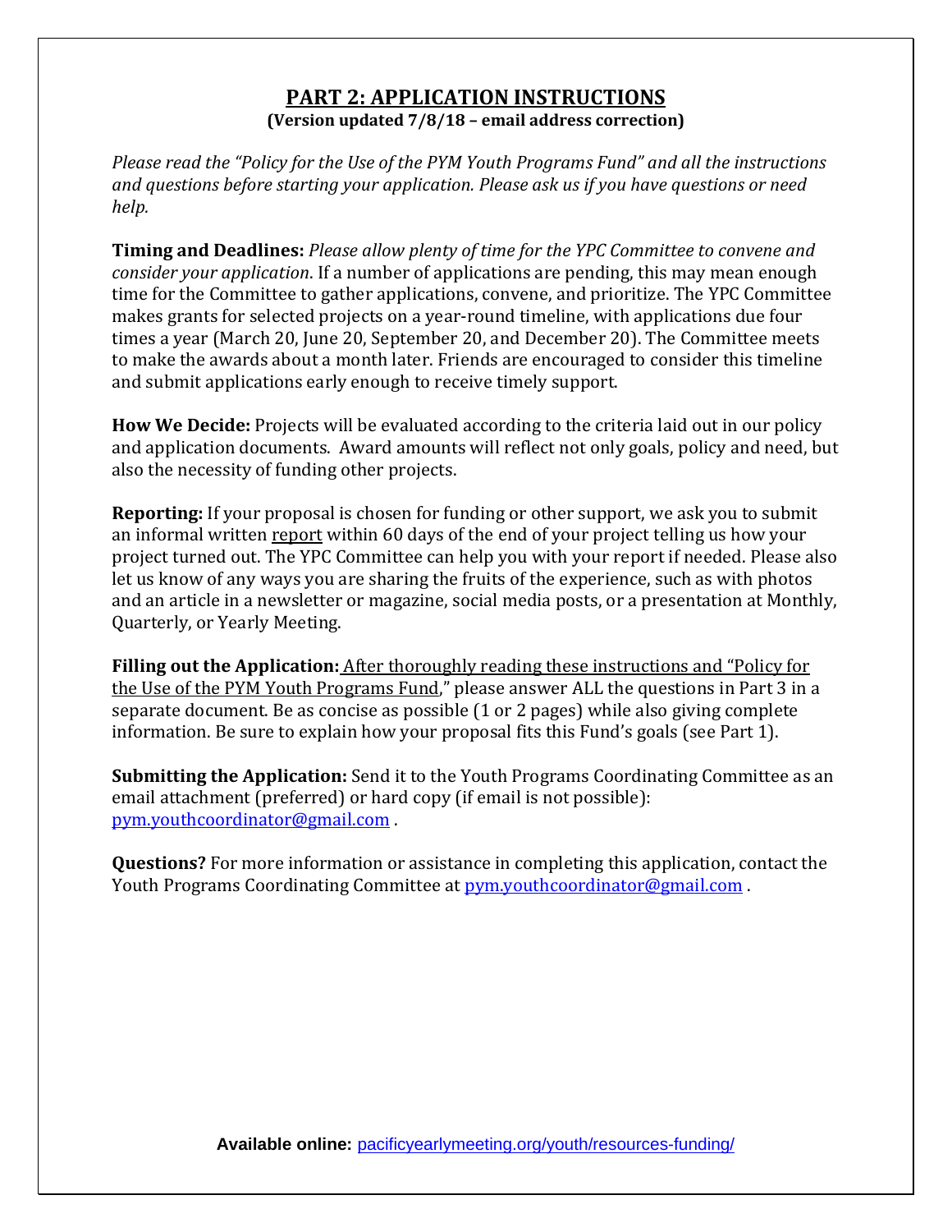# PART 2: APPLICATION INSTRUCTIONS

**(Version updated 7/8/18 – email address correction)**

*Please read the "Policy for the Use of the PYM Youth Programs Fund" and all the instructions and questions before starting your application. Please ask us if you have questions or need help.*

**Timing and Deadlines:** *Please allow plenty of time for the YPC Committee to convene and consider your application*. If a number of applications are pending, this may mean enough time for the Committee to gather applications, convene, and prioritize. The YPC Committee makes grants for selected projects on a year-round timeline, with applications due four times a year (March 20, June 20, September 20, and December 20). The Committee meets to make the awards about a month later. Friends are encouraged to consider this timeline and submit applications early enough to receive timely support.

**How We Decide:** Projects will be evaluated according to the criteria laid out in our policy and application documents. Award amounts will reflect not only goals, policy and need, but also the necessity of funding other projects.

**Reporting:** If your proposal is chosen for funding or other support, we ask you to submit an informal written report within 60 days of the end of your project telling us how your project turned out. The YPC Committee can help you with your report if needed. Please also let us know of any ways you are sharing the fruits of the experience, such as with photos and an article in a newsletter or magazine, social media posts, or a presentation at Monthly, Quarterly, or Yearly Meeting.

**Filling out the Application:** After thoroughly reading these instructions and "Policy for the Use of the PYM Youth Programs Fund," please answer ALL the questions in Part 3 in a separate document. Be as concise as possible (1 or 2 pages) while also giving complete information. Be sure to explain how your proposal fits this Fund's goals (see Part 1).

**Submitting the Application:** Send it to the Youth Programs Coordinating Committee as an email attachment (preferred) or hard copy (if email is not possible): pym.youthcoordinator@gmail.com .

**Questions?** For more information or assistance in completing this application, contact the Youth Programs Coordinating Committee at pym.youthcoordinator@gmail.com .

**Available online:** pacificyearlymeeting.org/youth/resources-funding/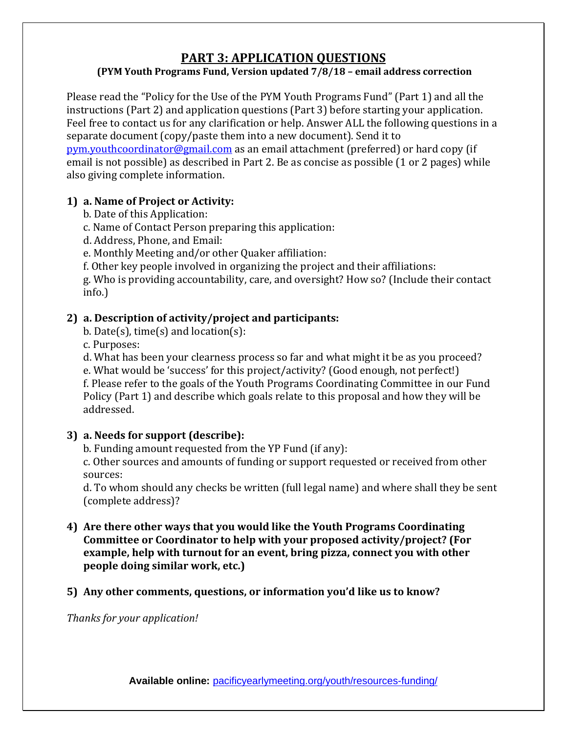# PART 3: APPLICATION QUESTIONS

**(PYM Youth Programs Fund, Version updated 7/8/18 – email address correction**

Please read the "Policy for the Use of the PYM Youth Programs Fund" (Part 1) and all the instructions (Part 2) and application questions (Part 3) before starting your application. Feel free to contact us for any clarification or help. Answer ALL the following questions in a separate document (copy/paste them into a new document). Send it to pym.youthcoordinator@gmail.com as an email attachment (preferred) or hard copy (if email is not possible) as described in Part 2. Be as concise as possible (1 or 2 pages) while also giving complete information.

1) **a. Name of Project or Activity:**
   b. Date of this Application:
   c. Name of Contact Person preparing this application:
   d. Address, Phone, and Email:
   e. Monthly Meeting and/or other Quaker affiliation:
   f. Other key people involved in organizing the project and their affiliations:
   g. Who is providing accountability, care, and oversight? How so? (Include their contact info.)

2) **a. Description of activity/project and participants:**
   b. Date(s), time(s) and location(s):
   c. Purposes:
   d. What has been your clearness process so far and what might it be as you proceed?
   e. What would be 'success' for this project/activity? (Good enough, not perfect!)
   f. Please refer to the goals of the Youth Programs Coordinating Committee in our Fund Policy (Part 1) and describe which goals relate to this proposal and how they will be addressed.

3) **a. Needs for support (describe):**
   b. Funding amount requested from the YP Fund (if any):
   c. Other sources and amounts of funding or support requested or received from other sources:
   d. To whom should any checks be written (full legal name) and where shall they be sent (complete address)?

4) **Are there other ways that you would like the Youth Programs Coordinating Committee or Coordinator to help with your proposed activity/project? (For example, help with turnout for an event, bring pizza, connect you with other people doing similar work, etc.)**

5) **Any other comments, questions, or information you'd like us to know?**

*Thanks for your application!*

**Available online:** pacificyearlymeeting.org/youth/resources-funding/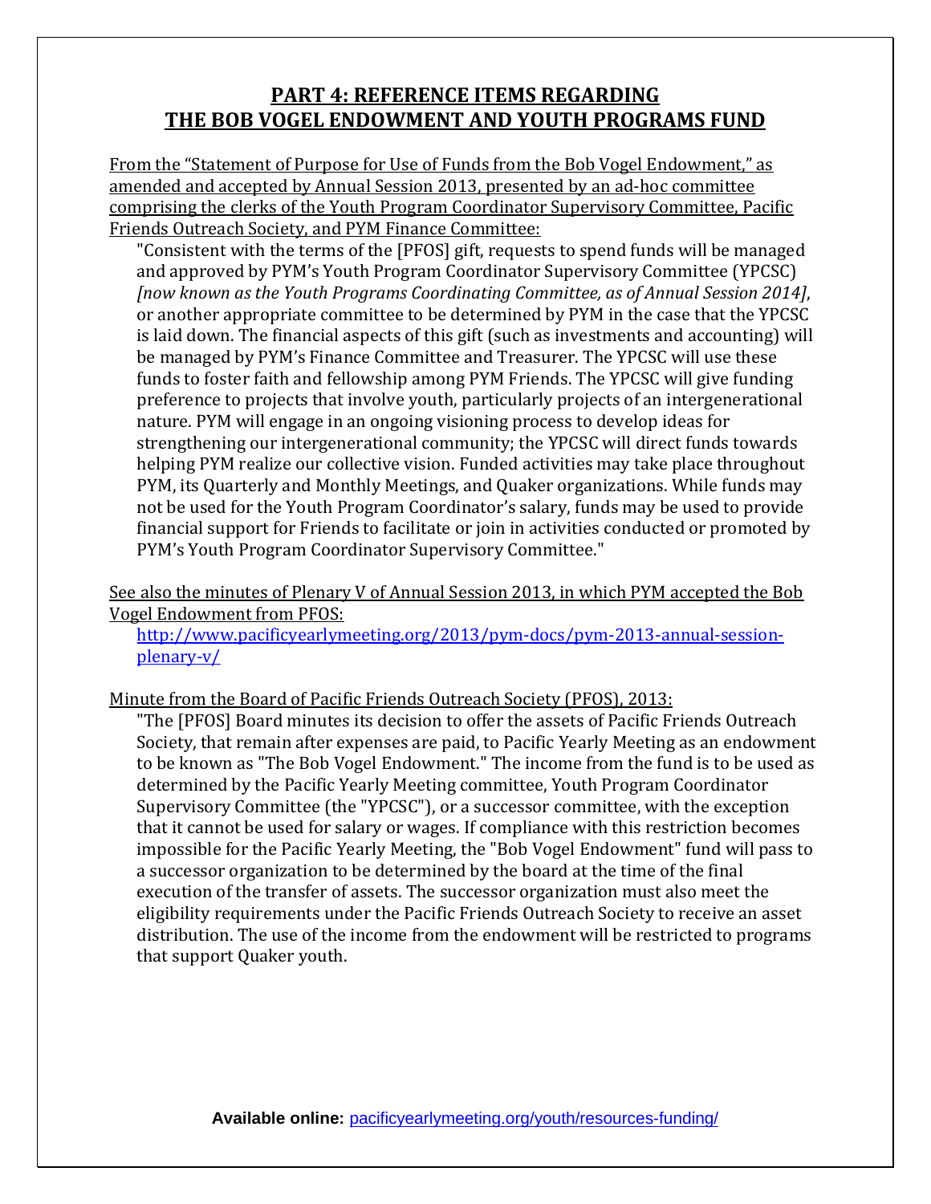## PART 4: REFERENCE ITEMS REGARDING THE BOB VOGEL ENDOWMENT AND YOUTH PROGRAMS FUND

From the "Statement of Purpose for Use of Funds from the Bob Vogel Endowment," as amended and accepted by Annual Session 2013, presented by an ad-hoc committee comprising the clerks of the Youth Program Coordinator Supervisory Committee, Pacific Friends Outreach Society, and PYM Finance Committee:

> "Consistent with the terms of the [PFOS] gift, requests to spend funds will be managed and approved by PYM's Youth Program Coordinator Supervisory Committee (YPCSC) *[now known as the Youth Programs Coordinating Committee, as of Annual Session 2014]*, or another appropriate committee to be determined by PYM in the case that the YPCSC is laid down. The financial aspects of this gift (such as investments and accounting) will be managed by PYM's Finance Committee and Treasurer. The YPCSC will use these funds to foster faith and fellowship among PYM Friends. The YPCSC will give funding preference to projects that involve youth, particularly projects of an intergenerational nature. PYM will engage in an ongoing visioning process to develop ideas for strengthening our intergenerational community; the YPCSC will direct funds towards helping PYM realize our collective vision. Funded activities may take place throughout PYM, its Quarterly and Monthly Meetings, and Quaker organizations. While funds may not be used for the Youth Program Coordinator's salary, funds may be used to provide financial support for Friends to facilitate or join in activities conducted or promoted by PYM's Youth Program Coordinator Supervisory Committee."

See also the minutes of Plenary V of Annual Session 2013, in which PYM accepted the Bob Vogel Endowment from PFOS:

> http://www.pacificyearlymeeting.org/2013/pym-docs/pym-2013-annual-session-plenary-v/

Minute from the Board of Pacific Friends Outreach Society (PFOS), 2013:

> "The [PFOS] Board minutes its decision to offer the assets of Pacific Friends Outreach Society, that remain after expenses are paid, to Pacific Yearly Meeting as an endowment to be known as "The Bob Vogel Endowment." The income from the fund is to be used as determined by the Pacific Yearly Meeting committee, Youth Program Coordinator Supervisory Committee (the "YPCSC"), or a successor committee, with the exception that it cannot be used for salary or wages. If compliance with this restriction becomes impossible for the Pacific Yearly Meeting, the "Bob Vogel Endowment" fund will pass to a successor organization to be determined by the board at the time of the final execution of the transfer of assets. The successor organization must also meet the eligibility requirements under the Pacific Friends Outreach Society to receive an asset distribution. The use of the income from the endowment will be restricted to programs that support Quaker youth.

**Available online:** pacificyearlymeeting.org/youth/resources-funding/